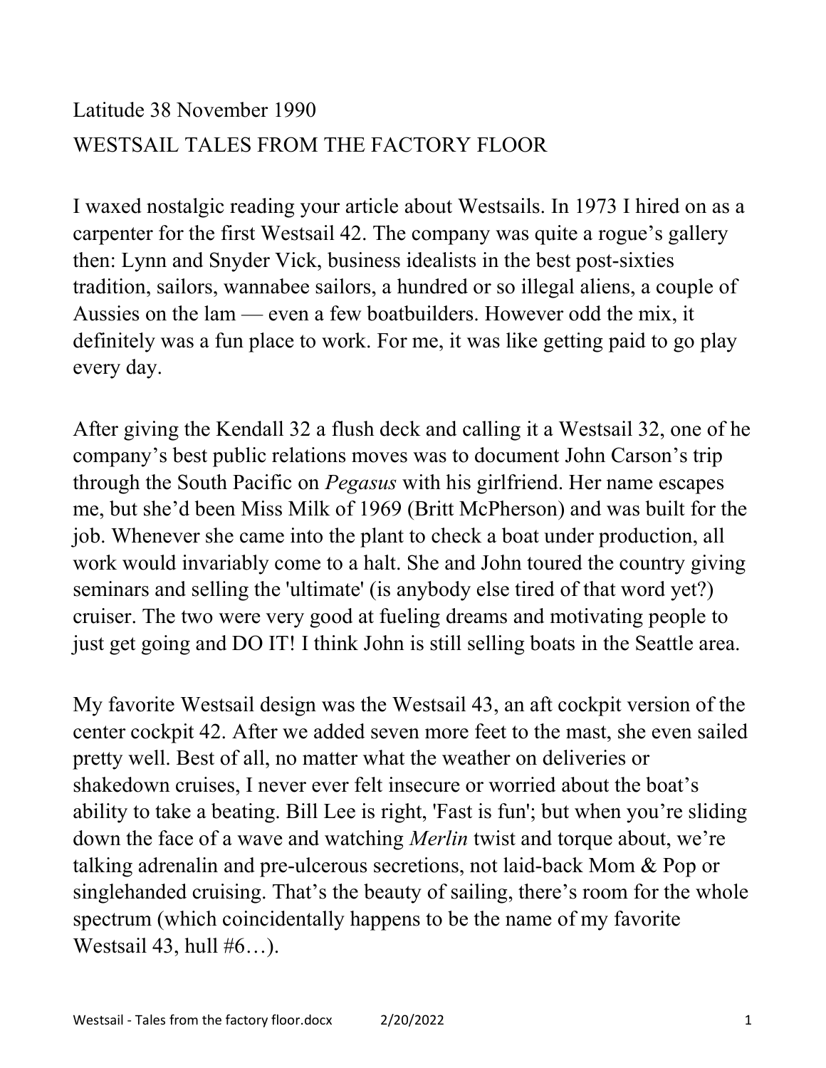Latitude 38 November 1990

WESTSAIL TALES FROM THE FACTORY FLOOR

I waxed nostalgic reading your article about Westsails. In 1973 I hired on as a carpenter for the first Westsail 42. The company was quite a rogue's gallery then: Lynn and Snyder Vick, business idealists in the best post-sixties tradition, sailors, wannabee sailors, a hundred or so illegal aliens, a couple of Aussies on the lam — even a few boatbuilders. However odd the mix, it definitely was a fun place to work. For me, it was like getting paid to go play every day.

After giving the Kendall 32 a flush deck and calling it a Westsail 32, one of he company's best public relations moves was to document John Carson's trip through the South Pacific on *Pegasus* with his girlfriend. Her name escapes me, but she'd been Miss Milk of 1969 (Britt McPherson) and was built for the job. Whenever she came into the plant to check a boat under production, all work would invariably come to a halt. She and John toured the country giving seminars and selling the 'ultimate' (is anybody else tired of that word yet?) cruiser. The two were very good at fueling dreams and motivating people to just get going and DO IT! I think John is still selling boats in the Seattle area.

My favorite Westsail design was the Westsail 43, an aft cockpit version of the center cockpit 42. After we added seven more feet to the mast, she even sailed pretty well. Best of all, no matter what the weather on deliveries or shakedown cruises, I never ever felt insecure or worried about the boat's ability to take a beating. Bill Lee is right, 'Fast is fun'; but when you're sliding down the face of a wave and watching *Merlin* twist and torque about, we're talking adrenalin and pre-ulcerous secretions, not laid-back Mom & Pop or singlehanded cruising. That's the beauty of sailing, there's room for the whole spectrum (which coincidentally happens to be the name of my favorite Westsail 43, hull #6…).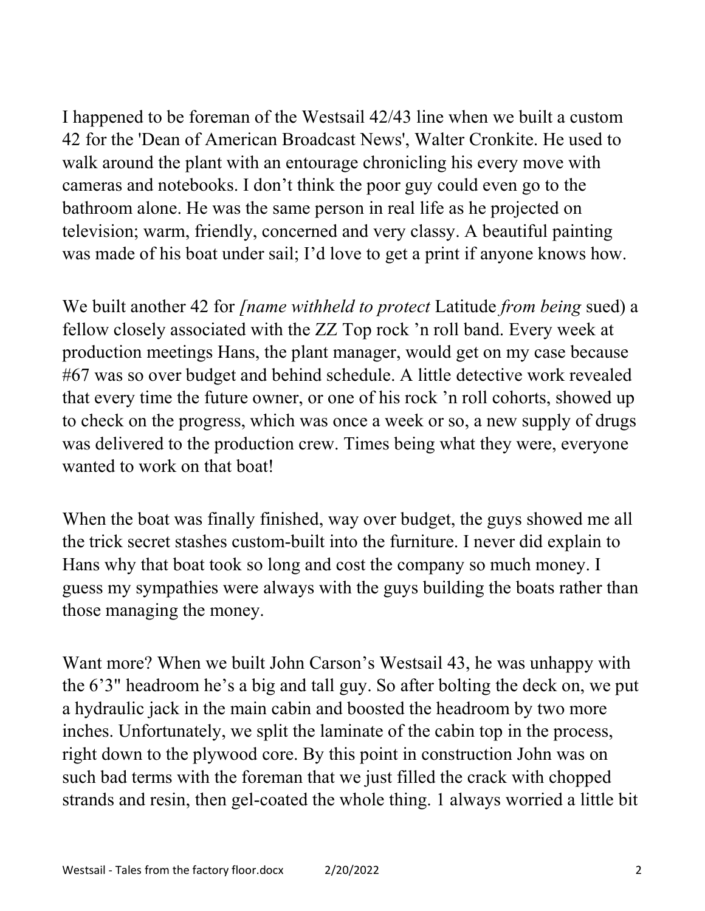I happened to be foreman of the Westsail 42/43 line when we built a custom 42 for the 'Dean of American Broadcast News', Walter Cronkite. He used to walk around the plant with an entourage chronicling his every move with cameras and notebooks. I don't think the poor guy could even go to the bathroom alone. He was the same person in real life as he projected on television; warm, friendly, concerned and very classy. A beautiful painting was made of his boat under sail; I'd love to get a print if anyone knows how.

We built another 42 for *[name withheld to protect* Latitude *from being* sued) a fellow closely associated with the ZZ Top rock 'n roll band. Every week at production meetings Hans, the plant manager, would get on my case because #67 was so over budget and behind schedule. A little detective work revealed that every time the future owner, or one of his rock 'n roll cohorts, showed up to check on the progress, which was once a week or so, a new supply of drugs was delivered to the production crew. Times being what they were, everyone wanted to work on that boat!

When the boat was finally finished, way over budget, the guys showed me all the trick secret stashes custom-built into the furniture. I never did explain to Hans why that boat took so long and cost the company so much money. I guess my sympathies were always with the guys building the boats rather than those managing the money.

Want more? When we built John Carson's Westsail 43, he was unhappy with the 6'3" headroom he's a big and tall guy. So after bolting the deck on, we put a hydraulic jack in the main cabin and boosted the headroom by two more inches. Unfortunately, we split the laminate of the cabin top in the process, right down to the plywood core. By this point in construction John was on such bad terms with the foreman that we just filled the crack with chopped strands and resin, then gel-coated the whole thing. 1 always worried a little bit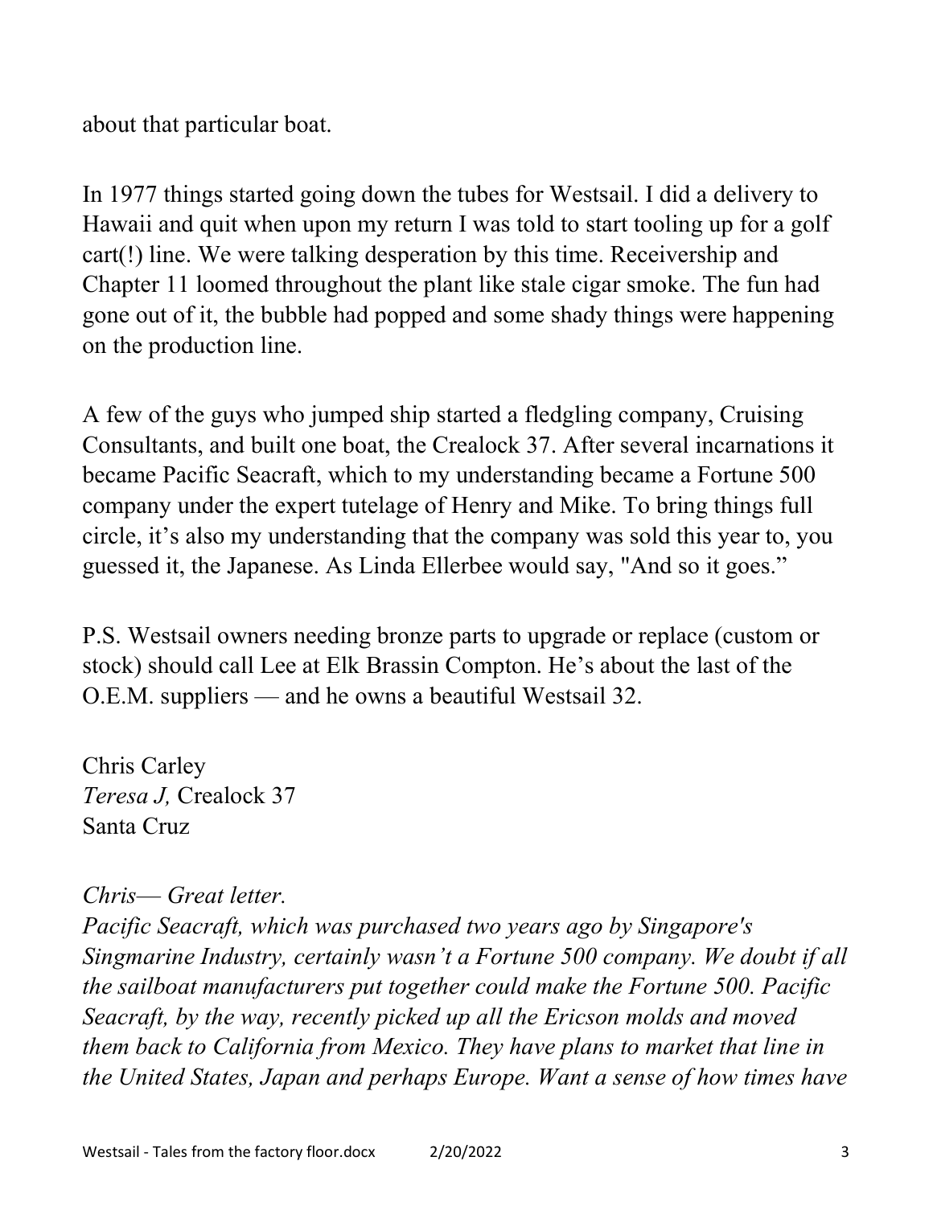about that particular boat.

In 1977 things started going down the tubes for Westsail. I did a delivery to Hawaii and quit when upon my return I was told to start tooling up for a golf cart(!) line. We were talking desperation by this time. Receivership and Chapter 11 loomed throughout the plant like stale cigar smoke. The fun had gone out of it, the bubble had popped and some shady things were happening on the production line.

A few of the guys who jumped ship started a fledgling company, Cruising Consultants, and built one boat, the Crealock 37. After several incarnations it became Pacific Seacraft, which to my understanding became a Fortune 500 company under the expert tutelage of Henry and Mike. To bring things full circle, it's also my understanding that the company was sold this year to, you guessed it, the Japanese. As Linda Ellerbee would say, "And so it goes."

P.S. Westsail owners needing bronze parts to upgrade or replace (custom or stock) should call Lee at Elk Brassin Compton. He's about the last of the O.E.M. suppliers — and he owns a beautiful Westsail 32.

Chris Carley
*Teresa J,* Crealock 37
Santa Cruz

*Chris— Great letter.*
*Pacific Seacraft, which was purchased two years ago by Singapore's Singmarine Industry, certainly wasn't a Fortune 500 company. We doubt if all the sailboat manufacturers put together could make the Fortune 500. Pacific Seacraft, by the way, recently picked up all the Ericson molds and moved them back to California from Mexico. They have plans to market that line in the United States, Japan and perhaps Europe. Want a sense of how times have*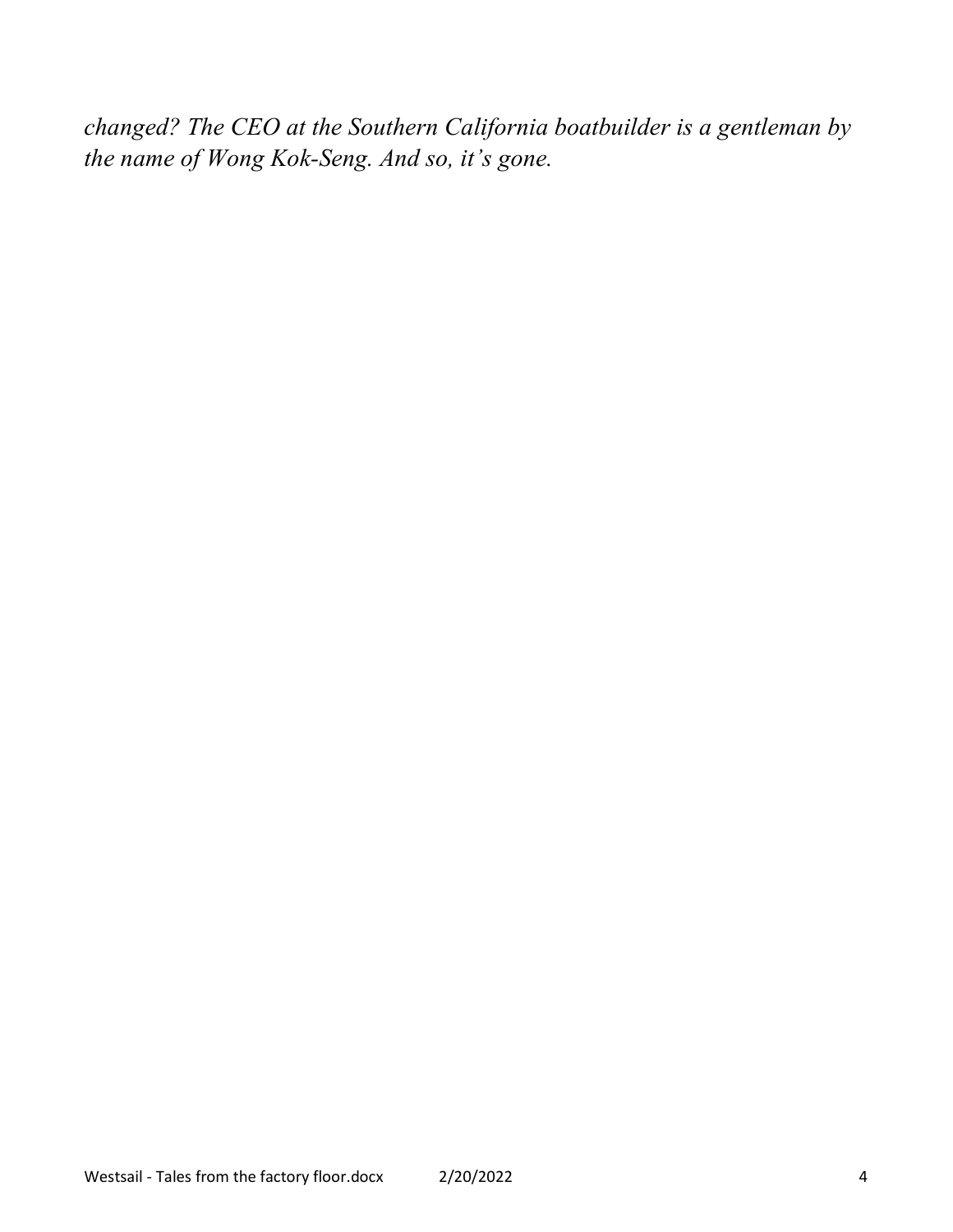*changed? The CEO at the Southern California boatbuilder is a gentleman by the name of Wong Kok-Seng. And so, it's gone.*